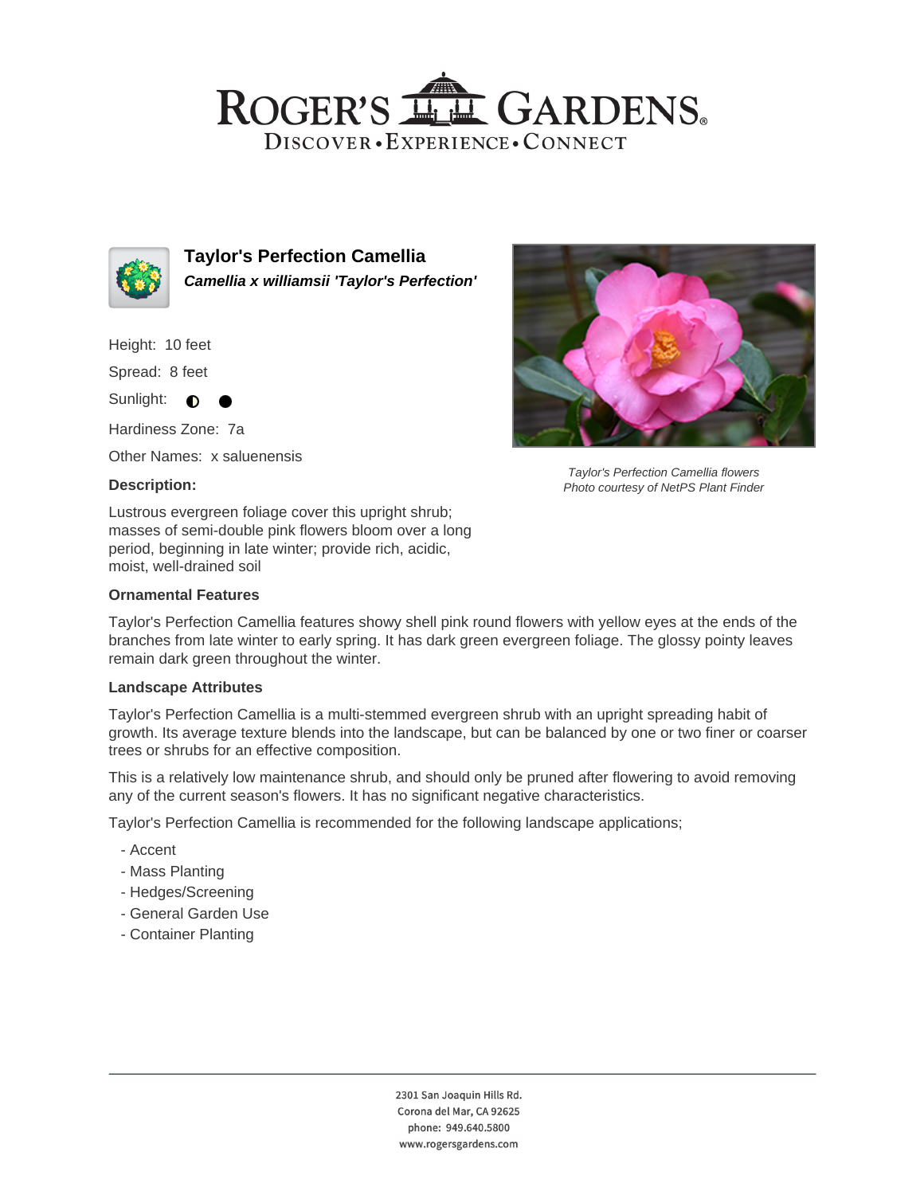# ROGER'S GARDENS

DISCOVER • EXPERIENCE • CONNECT

## Taylor's Perfection Camellia

***Camellia x williamsii 'Taylor's Perfection'***

Height: 10 feet

Spread: 8 feet

Sunlight: ◐ ●

Hardiness Zone: 7a

Other Names: x saluenensis

*Taylor's Perfection Camellia flowers*
*Photo courtesy of NetPS Plant Finder*

### Description:

Lustrous evergreen foliage cover this upright shrub; masses of semi-double pink flowers bloom over a long period, beginning in late winter; provide rich, acidic, moist, well-drained soil

### Ornamental Features

Taylor's Perfection Camellia features showy shell pink round flowers with yellow eyes at the ends of the branches from late winter to early spring. It has dark green evergreen foliage. The glossy pointy leaves remain dark green throughout the winter.

### Landscape Attributes

Taylor's Perfection Camellia is a multi-stemmed evergreen shrub with an upright spreading habit of growth. Its average texture blends into the landscape, but can be balanced by one or two finer or coarser trees or shrubs for an effective composition.

This is a relatively low maintenance shrub, and should only be pruned after flowering to avoid removing any of the current season's flowers. It has no significant negative characteristics.

Taylor's Perfection Camellia is recommended for the following landscape applications;

- Accent
- Mass Planting
- Hedges/Screening
- General Garden Use
- Container Planting

2301 San Joaquin Hills Rd.
Corona del Mar, CA 92625
phone: 949.640.5800
www.rogersgardens.com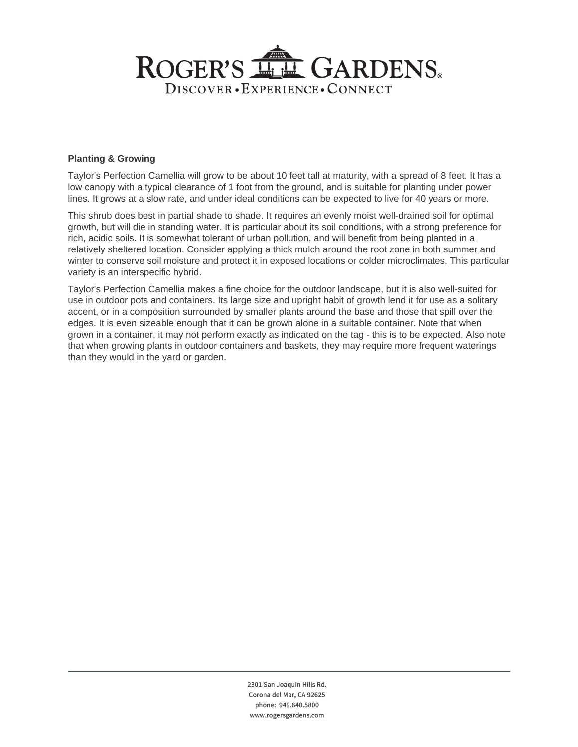**Planting & Growing**

Taylor's Perfection Camellia will grow to be about 10 feet tall at maturity, with a spread of 8 feet. It has a low canopy with a typical clearance of 1 foot from the ground, and is suitable for planting under power lines. It grows at a slow rate, and under ideal conditions can be expected to live for 40 years or more.

This shrub does best in partial shade to shade. It requires an evenly moist well-drained soil for optimal growth, but will die in standing water. It is particular about its soil conditions, with a strong preference for rich, acidic soils. It is somewhat tolerant of urban pollution, and will benefit from being planted in a relatively sheltered location. Consider applying a thick mulch around the root zone in both summer and winter to conserve soil moisture and protect it in exposed locations or colder microclimates. This particular variety is an interspecific hybrid.

Taylor's Perfection Camellia makes a fine choice for the outdoor landscape, but it is also well-suited for use in outdoor pots and containers. Its large size and upright habit of growth lend it for use as a solitary accent, or in a composition surrounded by smaller plants around the base and those that spill over the edges. It is even sizeable enough that it can be grown alone in a suitable container. Note that when grown in a container, it may not perform exactly as indicated on the tag - this is to be expected. Also note that when growing plants in outdoor containers and baskets, they may require more frequent waterings than they would in the yard or garden.